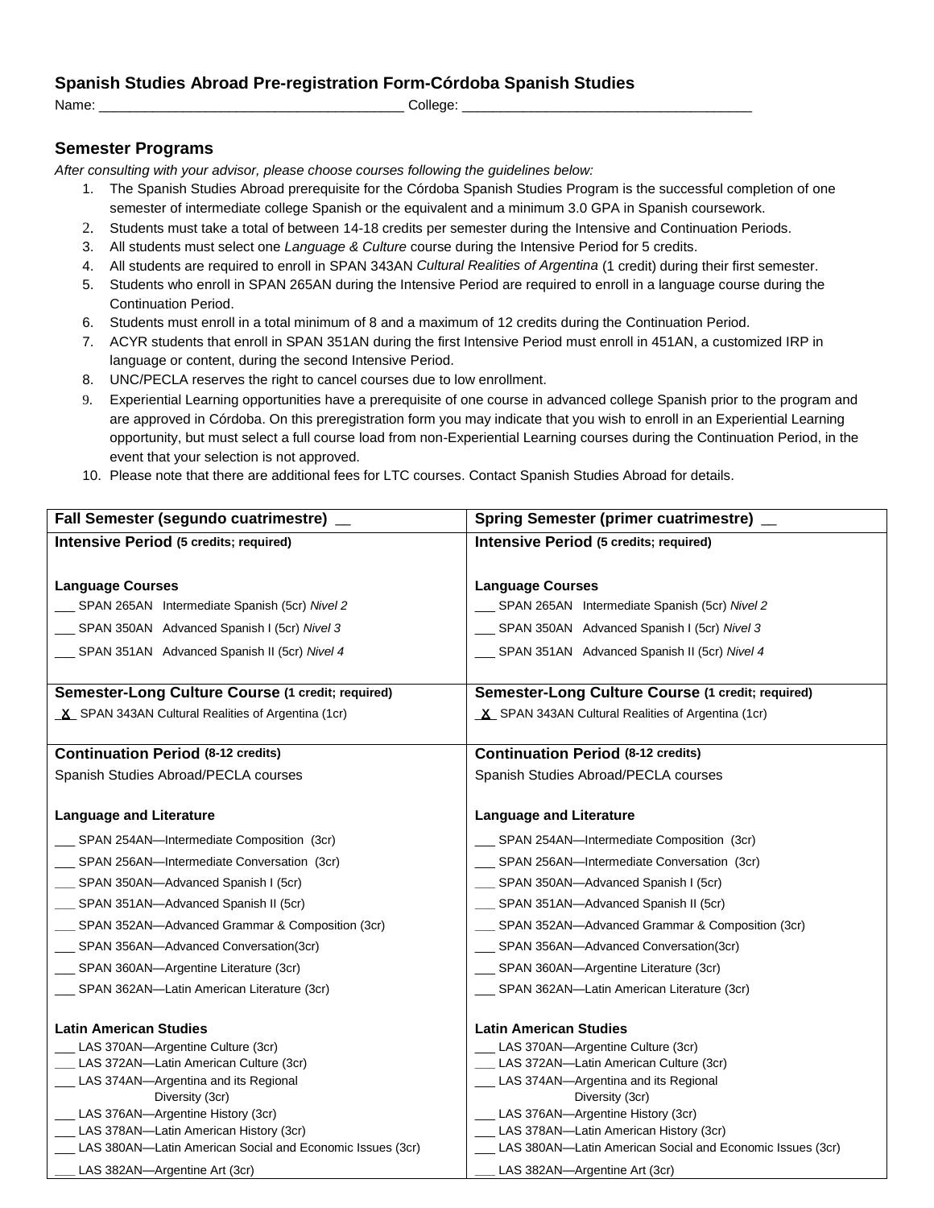## Spanish Studies Abroad Pre-registration Form-Córdoba Spanish Studies

Name: ________________________________________ College: ______________________________________

### Semester Programs

*After consulting with your advisor, please choose courses following the guidelines below:*

1. The Spanish Studies Abroad prerequisite for the Córdoba Spanish Studies Program is the successful completion of one semester of intermediate college Spanish or the equivalent and a minimum 3.0 GPA in Spanish coursework.
2. Students must take a total of between 14-18 credits per semester during the Intensive and Continuation Periods.
3. All students must select one *Language & Culture* course during the Intensive Period for 5 credits.
4. All students are required to enroll in SPAN 343AN *Cultural Realities of Argentina* (1 credit) during their first semester.
5. Students who enroll in SPAN 265AN during the Intensive Period are required to enroll in a language course during the Continuation Period.
6. Students must enroll in a total minimum of 8 and a maximum of 12 credits during the Continuation Period.
7. ACYR students that enroll in SPAN 351AN during the first Intensive Period must enroll in 451AN, a customized IRP in language or content, during the second Intensive Period.
8. UNC/PECLA reserves the right to cancel courses due to low enrollment.
9. Experiential Learning opportunities have a prerequisite of one course in advanced college Spanish prior to the program and are approved in Córdoba. On this preregistration form you may indicate that you wish to enroll in an Experiential Learning opportunity, but must select a full course load from non-Experiential Learning courses during the Continuation Period, in the event that your selection is not approved.
10. Please note that there are additional fees for LTC courses. Contact Spanish Studies Abroad for details.

| **Fall Semester (segundo cuatrimestre)** __ | **Spring Semester (primer cuatrimestre)** __ |
|---|---|
| **Intensive Period** (5 credits; required) | **Intensive Period** (5 credits; required) |
| **Language Courses** | **Language Courses** |
| ___ SPAN 265AN Intermediate Spanish (5cr) *Nivel 2* | ___ SPAN 265AN Intermediate Spanish (5cr) *Nivel 2* |
| ___ SPAN 350AN Advanced Spanish I (5cr) *Nivel 3* | ___ SPAN 350AN Advanced Spanish I (5cr) *Nivel 3* |
| ___ SPAN 351AN Advanced Spanish II (5cr) *Nivel 4* | ___ SPAN 351AN Advanced Spanish II (5cr) *Nivel 4* |
| **Semester-Long Culture Course** (1 credit; required) | **Semester-Long Culture Course** (1 credit; required) |
| _X_ SPAN 343AN Cultural Realities of Argentina (1cr) | _X_ SPAN 343AN Cultural Realities of Argentina (1cr) |
| **Continuation Period** (8-12 credits) | **Continuation Period** (8-12 credits) |
| Spanish Studies Abroad/PECLA courses | Spanish Studies Abroad/PECLA courses |
| **Language and Literature** | **Language and Literature** |
| ___ SPAN 254AN—Intermediate Composition (3cr) | ___ SPAN 254AN—Intermediate Composition (3cr) |
| ___ SPAN 256AN—Intermediate Conversation (3cr) | ___ SPAN 256AN—Intermediate Conversation (3cr) |
| ___ SPAN 350AN—Advanced Spanish I (5cr) | ___ SPAN 350AN—Advanced Spanish I (5cr) |
| ___ SPAN 351AN—Advanced Spanish II (5cr) | ___ SPAN 351AN—Advanced Spanish II (5cr) |
| ___ SPAN 352AN—Advanced Grammar & Composition (3cr) | ___ SPAN 352AN—Advanced Grammar & Composition (3cr) |
| ___ SPAN 356AN—Advanced Conversation(3cr) | ___ SPAN 356AN—Advanced Conversation(3cr) |
| ___ SPAN 360AN—Argentine Literature (3cr) | ___ SPAN 360AN—Argentine Literature (3cr) |
| ___ SPAN 362AN—Latin American Literature (3cr) | ___ SPAN 362AN—Latin American Literature (3cr) |
| **Latin American Studies** | **Latin American Studies** |
| ___ LAS 370AN—Argentine Culture (3cr) | ___ LAS 370AN—Argentine Culture (3cr) |
| ___ LAS 372AN—Latin American Culture (3cr) | ___ LAS 372AN—Latin American Culture (3cr) |
| ___ LAS 374AN—Argentina and its Regional Diversity (3cr) | ___ LAS 374AN—Argentina and its Regional Diversity (3cr) |
| ___ LAS 376AN—Argentine History (3cr) | ___ LAS 376AN—Argentine History (3cr) |
| ___ LAS 378AN—Latin American History (3cr) | ___ LAS 378AN—Latin American History (3cr) |
| ___ LAS 380AN—Latin American Social and Economic Issues (3cr) | ___ LAS 380AN—Latin American Social and Economic Issues (3cr) |
| ___ LAS 382AN—Argentine Art (3cr) | ___ LAS 382AN—Argentine Art (3cr) |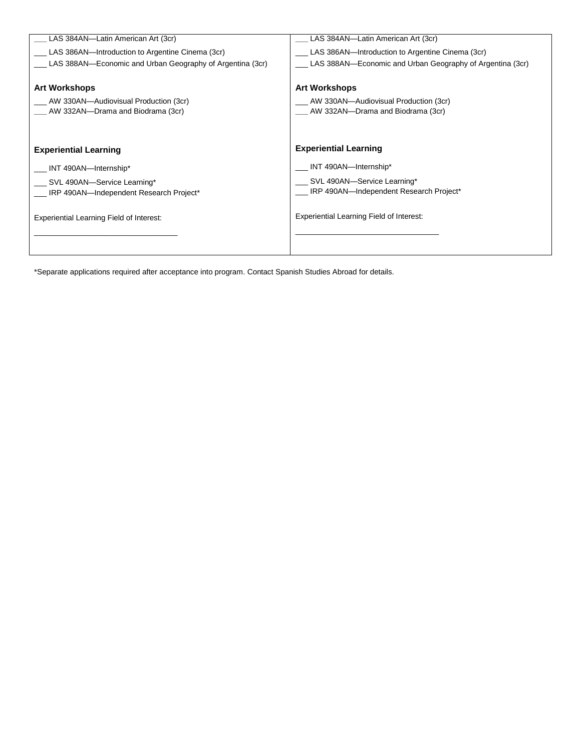| | |
|---|---|
| ___ LAS 384AN—Latin American Art (3cr)<br>___ LAS 386AN—Introduction to Argentine Cinema (3cr)<br>___ LAS 388AN—Economic and Urban Geography of Argentina (3cr)<br><br>**Art Workshops**<br>___ AW 330AN—Audiovisual Production (3cr)<br>___ AW 332AN—Drama and Biodrama (3cr)<br><br>**Experiential Learning**<br>___ INT 490AN—Internship*<br>___ SVL 490AN—Service Learning*<br>___ IRP 490AN—Independent Research Project*<br><br>Experiential Learning Field of Interest:<br>_________________________________ | ___ LAS 384AN—Latin American Art (3cr)<br>___ LAS 386AN—Introduction to Argentine Cinema (3cr)<br>___ LAS 388AN—Economic and Urban Geography of Argentina (3cr)<br><br>**Art Workshops**<br>___ AW 330AN—Audiovisual Production (3cr)<br>___ AW 332AN—Drama and Biodrama (3cr)<br><br>**Experiential Learning**<br>___ INT 490AN—Internship*<br>___ SVL 490AN—Service Learning*<br>___ IRP 490AN—Independent Research Project*<br><br>Experiential Learning Field of Interest:<br>_________________________________ |

*Separate applications required after acceptance into program. Contact Spanish Studies Abroad for details.